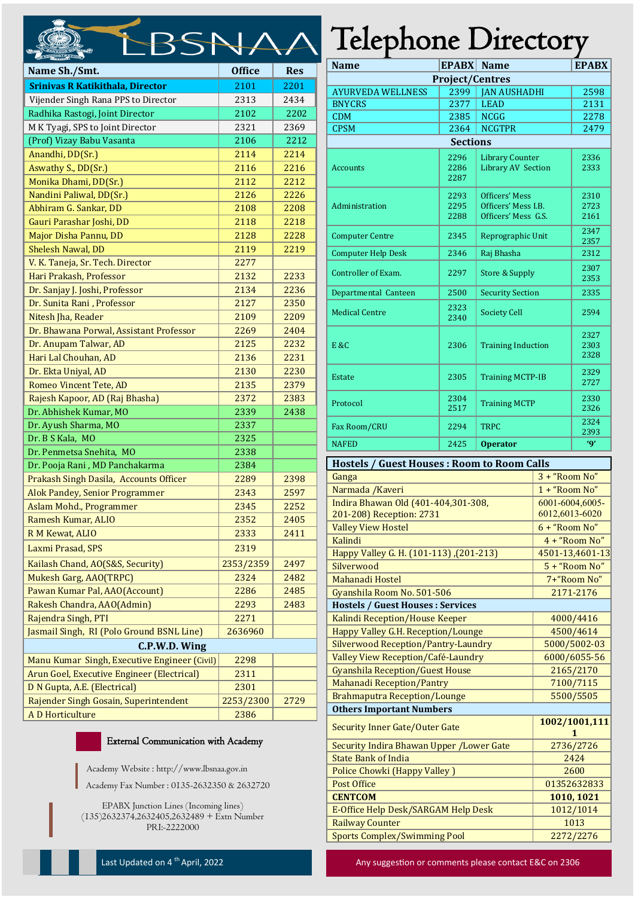# LBSNAA Telephone Directory

| Name Sh./Smt. | Office | Res |
|---|---|---|
| **Srinivas R Katikithala, Director** | 2101 | 2201 |
| Vijender Singh Rana PPS to Director | 2313 | 2434 |
| Radhika Rastogi, Joint Director | 2102 | 2202 |
| M K Tyagi, SPS to Joint Director | 2321 | 2369 |
| (Prof) Vizay Babu Vasanta | 2106 | 2212 |
| Anandhi, DD(Sr.) | 2114 | 2214 |
| Aswathy S., DD(Sr.) | 2116 | 2216 |
| Monika Dhami, DD(Sr.) | 2112 | 2212 |
| Nandini Paliwal, DD(Sr.) | 2126 | 2226 |
| Abhiram G. Sankar, DD | 2108 | 2208 |
| Gauri Parashar Joshi, DD | 2118 | 2218 |
| Major Disha Pannu, DD | 2128 | 2228 |
| Shelesh Nawal, DD | 2119 | 2219 |
| V. K. Taneja, Sr. Tech. Director | 2277 | |
| Hari Prakash, Professor | 2132 | 2233 |
| Dr. Sanjay J. Joshi, Professor | 2134 | 2236 |
| Dr. Sunita Rani , Professor | 2127 | 2350 |
| Nitesh Jha, Reader | 2109 | 2209 |
| Dr. Bhawana Porwal, Assistant Professor | 2269 | 2404 |
| Dr. Anupam Talwar, AD | 2125 | 2232 |
| Hari Lal Chouhan, AD | 2136 | 2231 |
| Dr. Ekta Uniyal, AD | 2130 | 2230 |
| Romeo Vincent Tete, AD | 2135 | 2379 |
| Rajesh Kapoor, AD (Raj Bhasha) | 2372 | 2383 |
| Dr. Abhishek Kumar, MO | 2339 | 2438 |
| Dr. Ayush Sharma, MO | 2337 | |
| Dr. B S Kala, MO | 2325 | |
| Dr. Penmetsa Snehita, MO | 2338 | |
| Dr. Pooja Rani , MD Panchakarma | 2384 | |
| Prakash Singh Dasila, Accounts Officer | 2289 | 2398 |
| Alok Pandey, Senior Programmer | 2343 | 2597 |
| Aslam Mohd., Programmer | 2345 | 2252 |
| Ramesh Kumar, ALIO | 2352 | 2405 |
| R M Kewat, ALIO | 2333 | 2411 |
| Laxmi Prasad, SPS | 2319 | |
| Kailash Chand, AO(S&S, Security) | 2353/2359 | 2497 |
| Mukesh Garg, AAO(TRPC) | 2324 | 2482 |
| Pawan Kumar Pal, AAO(Account) | 2286 | 2485 |
| Rakesh Chandra, AAO(Admin) | 2293 | 2483 |
| Rajendra Singh, PTI | 2271 | |
| Jasmail Singh, RI (Polo Ground BSNL Line) | 2636960 | |
| **C.P.W.D. Wing** | | |
| Manu Kumar Singh, Executive Engineer (Civil) | 2298 | |
| Arun Goel, Executive Engineer (Electrical) | 2311 | |
| D N Gupta, A.E. (Electrical) | 2301 | |
| Rajender Singh Gosain, Superintendent | 2253/2300 | 2729 |
| A D Horticulture | 2386 | |

**External Communication with Academy**

Academy Website : http://www.lbsnaa.gov.in

Academy Fax Number : 0135-2632350 & 2632720

EPABX Junction Lines (Incoming lines)
(135)2632374,2632405,2632489 + Extn Number
PRI:-2222000

| Name | EPABX | Name | EPABX |
|---|---|---|---|
| **Project/Centres** | | | |
| AYURVEDA WELLNESS | 2399 | JAN AUSHADHI | 2598 |
| BNYCRS | 2377 | LEAD | 2131 |
| CDM | 2385 | NCGG | 2278 |
| CPSM | 2364 | NCGTPR | 2479 |
| **Sections** | | | |
| Accounts | 2296 2286 2287 | Library Counter Library AV Section | 2336 2333 |
| Administration | 2293 2295 2288 | Officers' Mess Officers' Mess I.B. Officers' Mess G.S. | 2310 2723 2161 |
| Computer Centre | 2345 | Reprographic Unit | 2347 2357 |
| Computer Help Desk | 2346 | Raj Bhasha | 2312 |
| Controller of Exam. | 2297 | Store & Supply | 2307 2353 |
| Departmental Canteen | 2500 | Security Section | 2335 |
| Medical Centre | 2323 2340 | Society Cell | 2594 |
| E &C | 2306 | Training Induction | 2327 2303 2328 |
| Estate | 2305 | Training MCTP-IB | 2329 2727 |
| Protocol | 2304 2517 | Training MCTP | 2330 2326 |
| Fax Room/CRU | 2294 | TRPC | 2324 2393 |
| NAFED | 2425 | **Operator** | **'9'** |

| Hostels / Guest Houses : Room to Room Calls | |
|---|---|
| Ganga | 3 + "Room No" |
| Narmada /Kaveri | 1 + "Room No" |
| Indira Bhawan Old (401-404,301-308, 201-208) Reception: 2731 | 6001-6004,6005-6012,6013-6020 |
| Valley View Hostel | 6 + "Room No" |
| Kalindi | 4 + "Room No" |
| Happy Valley G. H. (101-113) ,(201-213) | 4501-13,4601-13 |
| Silverwood | 5 + "Room No" |
| Mahanadi Hostel | 7+"Room No" |
| Gyanshila Room No. 501-506 | 2171-2176 |
| **Hostels / Guest Houses : Services** | |
| Kalindi Reception/House Keeper | 4000/4416 |
| Happy Valley G.H. Reception/Lounge | 4500/4614 |
| Silverwood Reception/Pantry-Laundry | 5000/5002-03 |
| Valley View Reception/Café-Laundry | 6000/6055-56 |
| Gyanshila Reception/Guest House | 2165/2170 |
| Mahanadi Reception/Pantry | 7100/7115 |
| Brahmaputra Reception/Lounge | 5500/5505 |
| **Others Important Numbers** | |
| Security Inner Gate/Outer Gate | **1002/1001,1111** |
| Security Indira Bhawan Upper /Lower Gate | 2736/2726 |
| State Bank of India | 2424 |
| Police Chowki (Happy Valley ) | 2600 |
| Post Office | 01352632833 |
| **CENTCOM** | **1010, 1021** |
| E-Office Help Desk/SARGAM Help Desk | 1012/1014 |
| Railway Counter | 1013 |
| Sports Complex/Swimming Pool | 2272/2276 |

Last Updated on 4th April, 2022

Any suggestion or comments please contact E&C on 2306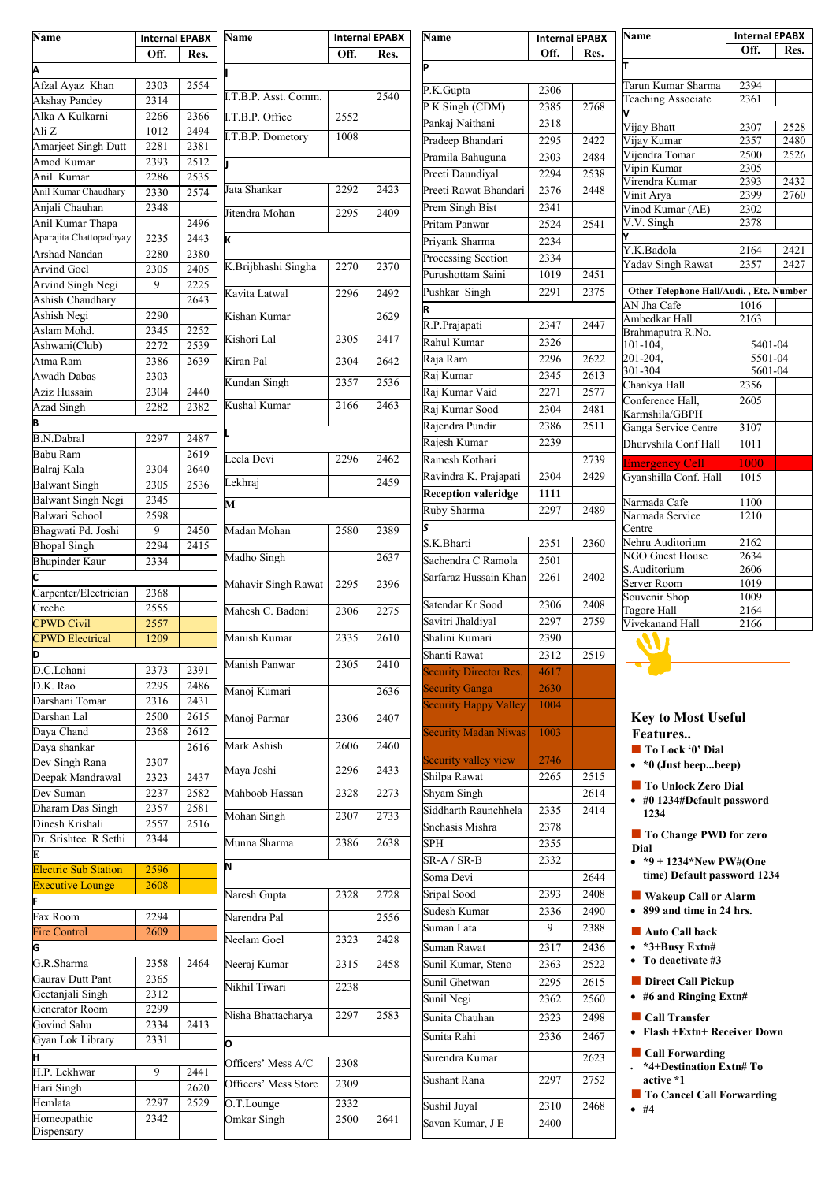| Name | Internal EPABX | |
|---|---|---|
| | Off. | Res. |
| A | | |
| Afzal Ayaz Khan | 2303 | 2554 |
| Akshay Pandey | 2314 | |
| Alka A Kulkarni | 2266 | 2366 |
| Ali Z | 1012 | 2494 |
| Amarjeet Singh Dutt | 2281 | 2381 |
| Amod Kumar | 2393 | 2512 |
| Anil Kumar | 2286 | 2535 |
| Anil Kumar Chaudhary | 2330 | 2574 |
| Anjali Chauhan | 2348 | |
| Anil Kumar Thapa | | 2496 |
| Aparajita Chattopadhyay | 2235 | 2443 |
| Arshad Nandan | 2280 | 2380 |
| Arvind Goel | 2305 | 2405 |
| Arvind Singh Negi | 9 | 2225 |
| Ashish Chaudhary | | 2643 |
| Ashish Negi | 2290 | |
| Aslam Mohd. | 2345 | 2252 |
| Ashwani(Club) | 2272 | 2539 |
| Atma Ram | 2386 | 2639 |
| Awadh Dabas | 2303 | |
| Aziz Hussain | 2304 | 2440 |
| Azad Singh | 2282 | 2382 |
| B | | |
| B.N.Dabral | 2297 | 2487 |
| Babu Ram | | 2619 |
| Balraj Kala | 2304 | 2640 |
| Balwant Singh | 2305 | 2536 |
| Balwant Singh Negi | 2345 | |
| Balwari School | 2598 | |
| Bhagwati Pd. Joshi | 9 | 2450 |
| Bhopal Singh | 2294 | 2415 |
| Bhupinder Kaur | 2334 | |
| C | | |
| Carpenter/Electrician | 2368 | |
| Creche | 2555 | |
| CPWD Civil | 2557 | |
| CPWD Electrical | 1209 | |
| D | | |
| D.C.Lohani | 2373 | 2391 |
| D.K. Rao | 2295 | 2486 |
| Darshani Tomar | 2316 | 2431 |
| Darshan Lal | 2500 | 2615 |
| Daya Chand | 2368 | 2612 |
| Daya shankar | | 2616 |
| Dev Singh Rana | 2307 | |
| Deepak Mandrawal | 2323 | 2437 |
| Dev Suman | 2237 | 2582 |
| Dharam Das Singh | 2357 | 2581 |
| Dinesh Krishali | 2557 | 2516 |
| Dr. Srishtee R Sethi | 2344 | |
| E | | |
| Electric Sub Station | 2596 | |
| Executive Lounge | 2608 | |
| F | | |
| Fax Room | 2294 | |
| Fire Control | 2609 | |
| G | | |
| G.R.Sharma | 2358 | 2464 |
| Gaurav Dutt Pant | 2365 | |
| Geetanjali Singh | 2312 | |
| Generator Room | 2299 | |
| Govind Sahu | 2334 | 2413 |
| Gyan Lok Library | 2331 | |
| H | | |
| H.P. Lekhwar | 9 | 2441 |
| Hari Singh | | 2620 |
| Hemlata | 2297 | 2529 |
| Homeopathic Dispensary | 2342 | |

| Name | Internal EPABX | |
|---|---|---|
| | Off. | Res. |
| I | | |
| I.T.B.P. Asst. Comm. | | 2540 |
| I.T.B.P. Office | 2552 | |
| I.T.B.P. Dometory | 1008 | |
| J | | |
| Jata Shankar | 2292 | 2423 |
| Jitendra Mohan | 2295 | 2409 |
| K | | |
| K.Brijbhashi Singha | 2270 | 2370 |
| Kavita Latwal | 2296 | 2492 |
| Kishan Kumar | | 2629 |
| Kishori Lal | 2305 | 2417 |
| Kiran Pal | 2304 | 2642 |
| Kundan Singh | 2357 | 2536 |
| Kushal Kumar | 2166 | 2463 |
| L | | |
| Leela Devi | 2296 | 2462 |
| Lekhraj | | 2459 |
| M | | |
| Madan Mohan | 2580 | 2389 |
| Madho Singh | | 2637 |
| Mahavir Singh Rawat | 2295 | 2396 |
| Mahesh C. Badoni | 2306 | 2275 |
| Manish Kumar | 2335 | 2610 |
| Manish Panwar | 2305 | 2410 |
| Manoj Kumari | | 2636 |
| Manoj Parmar | 2306 | 2407 |
| Mark Ashish | 2606 | 2460 |
| Maya Joshi | 2296 | 2433 |
| Mahboob Hassan | 2328 | 2273 |
| Mohan Singh | 2307 | 2733 |
| Munna Sharma | 2386 | 2638 |
| N | | |
| Naresh Gupta | 2328 | 2728 |
| Narendra Pal | | 2556 |
| Neelam Goel | 2323 | 2428 |
| Neeraj Kumar | 2315 | 2458 |
| Nikhil Tiwari | 2238 | |
| Nisha Bhattacharya | 2297 | 2583 |
| O | | |
| Officers' Mess A/C | 2308 | |
| Officers' Mess Store | 2309 | |
| O.T.Lounge | 2332 | |
| Omkar Singh | 2500 | 2641 |

| Name | Internal EPABX | |
|---|---|---|
| | Off. | Res. |
| P | | |
| P.K.Gupta | 2306 | |
| P K Singh (CDM) | 2385 | 2768 |
| Pankaj Naithani | 2318 | |
| Pradeep Bhandari | 2295 | 2422 |
| Pramila Bahuguna | 2303 | 2484 |
| Preeti Daundiyal | 2294 | 2538 |
| Preeti Rawat Bhandari | 2376 | 2448 |
| Prem Singh Bist | 2341 | |
| Pritam Panwar | 2524 | 2541 |
| Priyank Sharma | 2234 | |
| Processing Section | 2334 | |
| Purushottam Saini | 1019 | 2451 |
| Pushkar Singh | 2291 | 2375 |
| R | | |
| R.P.Prajapati | 2347 | 2447 |
| Rahul Kumar | 2326 | |
| Raja Ram | 2296 | 2622 |
| Raj Kumar | 2345 | 2613 |
| Raj Kumar Vaid | 2271 | 2577 |
| Raj Kumar Sood | 2304 | 2481 |
| Rajendra Pundir | 2386 | 2511 |
| Rajesh Kumar | 2239 | |
| Ramesh Kothari | | 2739 |
| Ravindra K. Prajapati | 2304 | 2429 |
| **Reception valeridge** | **1111** | |
| Ruby Sharma | 2297 | 2489 |
| S | | |
| S.K.Bharti | 2351 | 2360 |
| Sachendra C Ramola | 2501 | |
| Sarfaraz Hussain Khan | 2261 | 2402 |
| Satendar Kr Sood | 2306 | 2408 |
| Savitri Jhaldiyal | 2297 | 2759 |
| Shalini Kumari | 2390 | |
| Shanti Rawat | 2312 | 2519 |
| Security Director Res. | 4617 | |
| Security Ganga | 2630 | |
| Security Happy Valley | 1004 | |
| Security Madan Niwas | 1003 | |
| Security valley view | 2746 | |
| Shilpa Rawat | 2265 | 2515 |
| Shyam Singh | | 2614 |
| Siddharth Raunchhela | 2335 | 2414 |
| Snehasis Mishra | 2378 | |
| SPH | 2355 | |
| SR-A / SR-B | 2332 | |
| Soma Devi | | 2644 |
| Sripal Sood | 2393 | 2408 |
| Sudesh Kumar | 2336 | 2490 |
| Suman Lata | 9 | 2388 |
| Suman Rawat | 2317 | 2436 |
| Sunil Kumar, Steno | 2363 | 2522 |
| Sunil Ghetwan | 2295 | 2615 |
| Sunil Negi | 2362 | 2560 |
| Sunita Chauhan | 2323 | 2498 |
| Sunita Rahi | 2336 | 2467 |
| Surendra Kumar | | 2623 |
| Sushant Rana | 2297 | 2752 |
| Sushil Juyal | 2310 | 2468 |
| Savan Kumar, J E | 2400 | |

| Name | Internal EPABX | |
|---|---|---|
| | Off. | Res. |
| T | | |
| Tarun Kumar Sharma | 2394 | |
| Teaching Associate | 2361 | |
| V | | |
| Vijay Bhatt | 2307 | 2528 |
| Vijay Kumar | 2357 | 2480 |
| Vijendra Tomar | 2500 | 2526 |
| Vipin Kumar | 2305 | |
| Virendra Kumar | 2393 | 2432 |
| Vinit Arya | 2399 | 2760 |
| Vinod Kumar (AE) | 2302 | |
| V.V. Singh | 2378 | |
| Y | | |
| Y.K.Badola | 2164 | 2421 |
| Yadav Singh Rawat | 2357 | 2427 |

| Other Telephone Hall/Audi. , Etc. Number | |
|---|---|
| AN Jha Cafe | 1016 |
| Ambedkar Hall | 2163 |
| Brahmaputra R.No. 101-104, 201-204, 301-304 | 5401-04, 5501-04, 5601-04 |
| Chankya Hall | 2356 |
| Conference Hall, Karmshila/GBPH | 2605 |
| Ganga Service Centre | 3107 |
| Dhurvshila Conf Hall | 1011 |
| Emergency Cell | 1000 |
| Gyanshilla Conf. Hall | 1015 |
| Narmada Cafe | 1100 |
| Narmada Service Centre | 1210 |
| Nehru Auditorium | 2162 |
| NGO Guest House | 2634 |
| S.Auditorium | 2606 |
| Server Room | 1019 |
| Souvenir Shop | 1009 |
| Tagore Hall | 2164 |
| Vivekanand Hall | 2166 |

## Key to Most Useful Features..

**To Lock '0' Dial**
- **\*0 (Just beep...beep)**

**To Unlock Zero Dial**
- **#0 1234#Default password 1234**

**To Change PWD for zero Dial**
- **\*9 + 1234\*New PW#(One time) Default password 1234**

**Wakeup Call or Alarm**
- **899 and time in 24 hrs.**

**Auto Call back**
- **\*3+Busy Extn#**
- **To deactivate #3**

**Direct Call Pickup**
- **#6 and Ringing Extn#**

**Call Transfer**
- **Flash +Extn+ Receiver Down**

**Call Forwarding**
- **\*4+Destination Extn# To active \*1**

**To Cancel Call Forwarding**
- **#4**